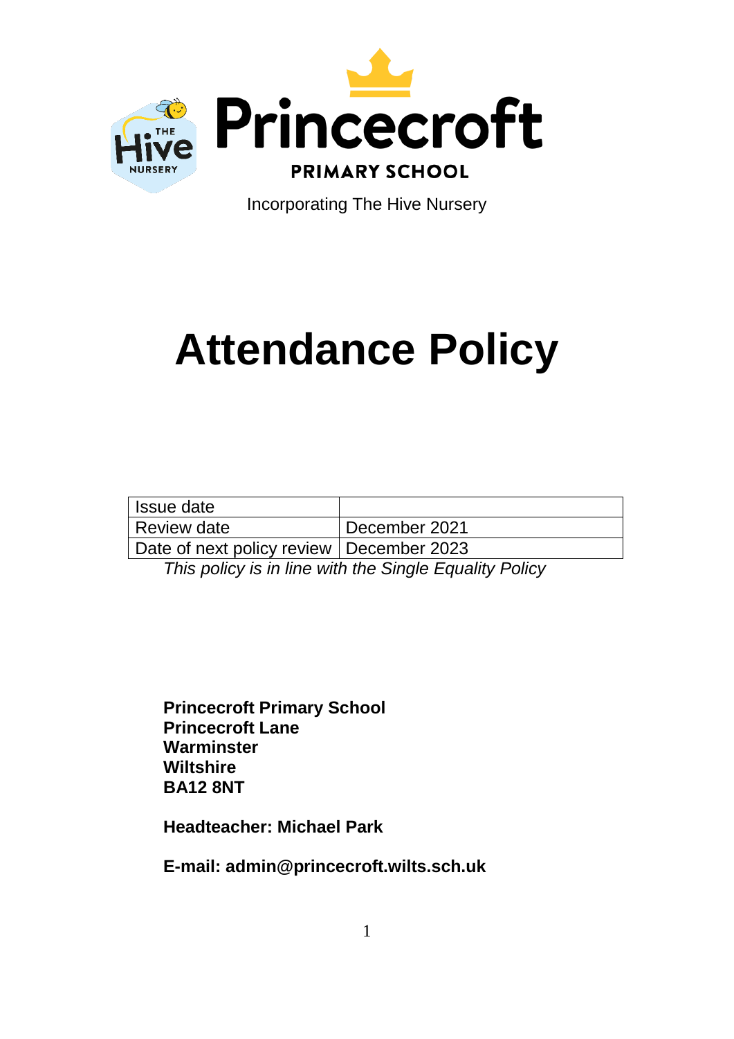Princecroft

PRIMARY SCHOOL

Incorporating The Hive Nursery

# Attendance Policy

| Issue date | |
|---|---|
| Review date | December 2021 |
| Date of next policy review | December 2023 |

*This policy is in line with the Single Equality Policy*

**Princecroft Primary School**
**Princecroft Lane**
**Warminster**
**Wiltshire**
**BA12 8NT**

**Headteacher: Michael Park**

**E-mail: admin@princecroft.wilts.sch.uk**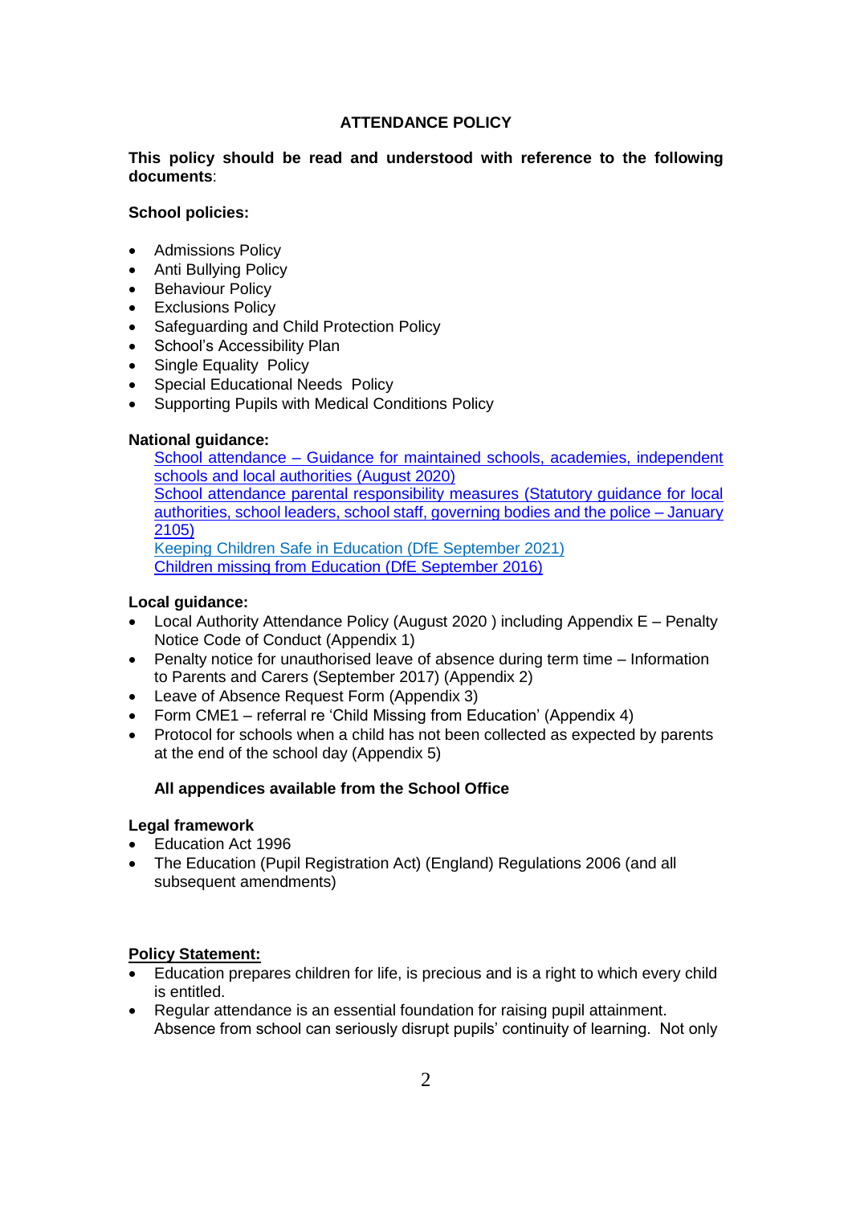# ATTENDANCE POLICY

**This policy should be read and understood with reference to the following documents**:

**School policies:**

- Admissions Policy
- Anti Bullying Policy
- Behaviour Policy
- Exclusions Policy
- Safeguarding and Child Protection Policy
- School's Accessibility Plan
- Single Equality Policy
- Special Educational Needs Policy
- Supporting Pupils with Medical Conditions Policy

**National guidance:**

School attendance – Guidance for maintained schools, academies, independent schools and local authorities (August 2020)
School attendance parental responsibility measures (Statutory guidance for local authorities, school leaders, school staff, governing bodies and the police – January 2105)
Keeping Children Safe in Education (DfE September 2021)
Children missing from Education (DfE September 2016)

**Local guidance:**

- Local Authority Attendance Policy (August 2020 ) including Appendix E – Penalty Notice Code of Conduct (Appendix 1)
- Penalty notice for unauthorised leave of absence during term time – Information to Parents and Carers (September 2017) (Appendix 2)
- Leave of Absence Request Form (Appendix 3)
- Form CME1 – referral re 'Child Missing from Education' (Appendix 4)
- Protocol for schools when a child has not been collected as expected by parents at the end of the school day (Appendix 5)

**All appendices available from the School Office**

**Legal framework**

- Education Act 1996
- The Education (Pupil Registration Act) (England) Regulations 2006 (and all subsequent amendments)

**Policy Statement:**

- Education prepares children for life, is precious and is a right to which every child is entitled.
- Regular attendance is an essential foundation for raising pupil attainment. Absence from school can seriously disrupt pupils' continuity of learning. Not only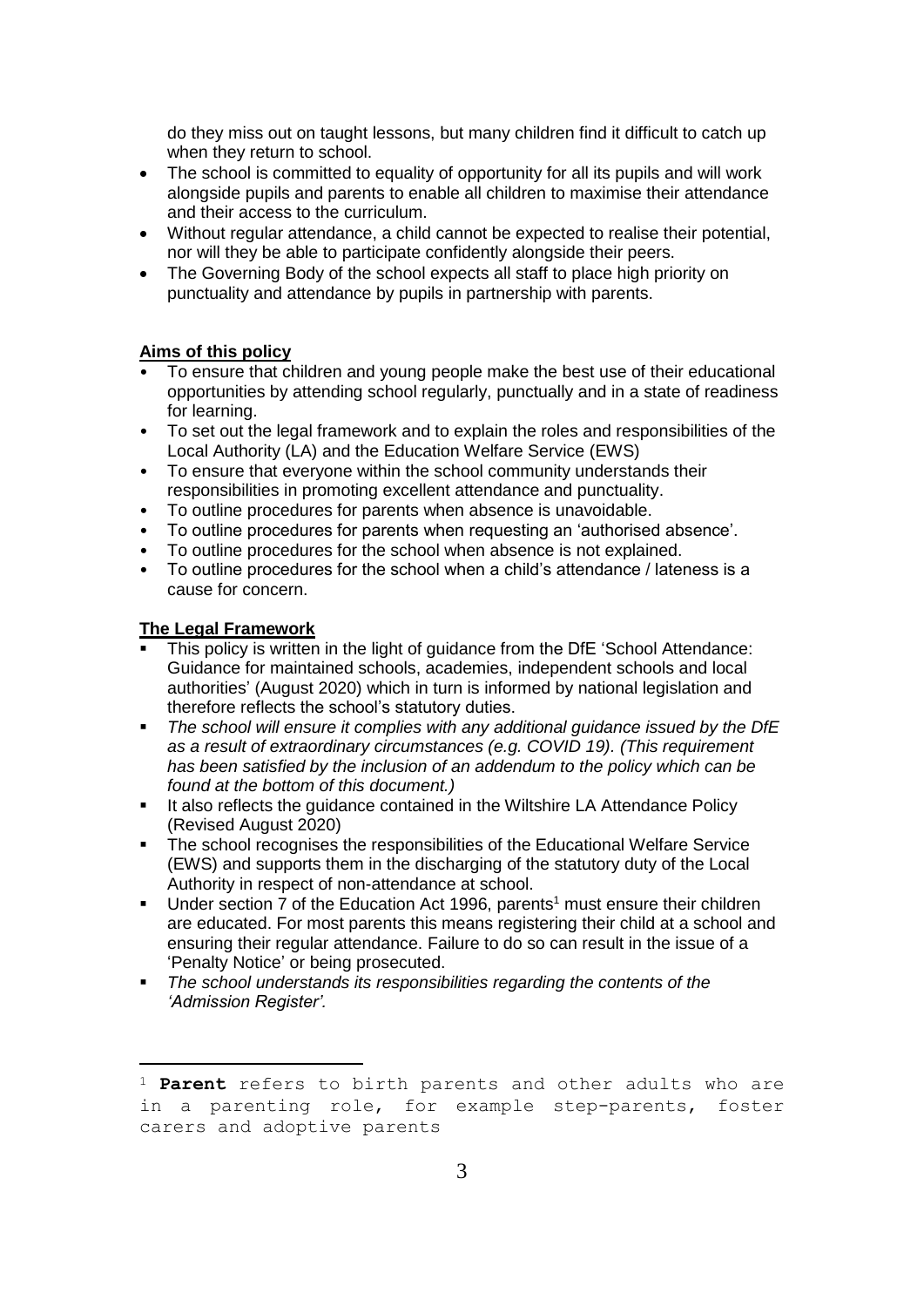do they miss out on taught lessons, but many children find it difficult to catch up when they return to school.

- The school is committed to equality of opportunity for all its pupils and will work alongside pupils and parents to enable all children to maximise their attendance and their access to the curriculum.
- Without regular attendance, a child cannot be expected to realise their potential, nor will they be able to participate confidently alongside their peers.
- The Governing Body of the school expects all staff to place high priority on punctuality and attendance by pupils in partnership with parents.

**Aims of this policy**

- To ensure that children and young people make the best use of their educational opportunities by attending school regularly, punctually and in a state of readiness for learning.
- To set out the legal framework and to explain the roles and responsibilities of the Local Authority (LA) and the Education Welfare Service (EWS)
- To ensure that everyone within the school community understands their responsibilities in promoting excellent attendance and punctuality.
- To outline procedures for parents when absence is unavoidable.
- To outline procedures for parents when requesting an 'authorised absence'.
- To outline procedures for the school when absence is not explained.
- To outline procedures for the school when a child's attendance / lateness is a cause for concern.

**The Legal Framework**

- This policy is written in the light of guidance from the DfE 'School Attendance: Guidance for maintained schools, academies, independent schools and local authorities' (August 2020) which in turn is informed by national legislation and therefore reflects the school's statutory duties.
- *The school will ensure it complies with any additional guidance issued by the DfE as a result of extraordinary circumstances (e.g. COVID 19). (This requirement has been satisfied by the inclusion of an addendum to the policy which can be found at the bottom of this document.)*
- It also reflects the guidance contained in the Wiltshire LA Attendance Policy (Revised August 2020)
- The school recognises the responsibilities of the Educational Welfare Service (EWS) and supports them in the discharging of the statutory duty of the Local Authority in respect of non-attendance at school.
- Under section 7 of the Education Act 1996, parents[1] must ensure their children are educated. For most parents this means registering their child at a school and ensuring their regular attendance. Failure to do so can result in the issue of a 'Penalty Notice' or being prosecuted.
- *The school understands its responsibilities regarding the contents of the 'Admission Register'.*

---

[1] **Parent** refers to birth parents and other adults who are in a parenting role, for example step-parents, foster carers and adoptive parents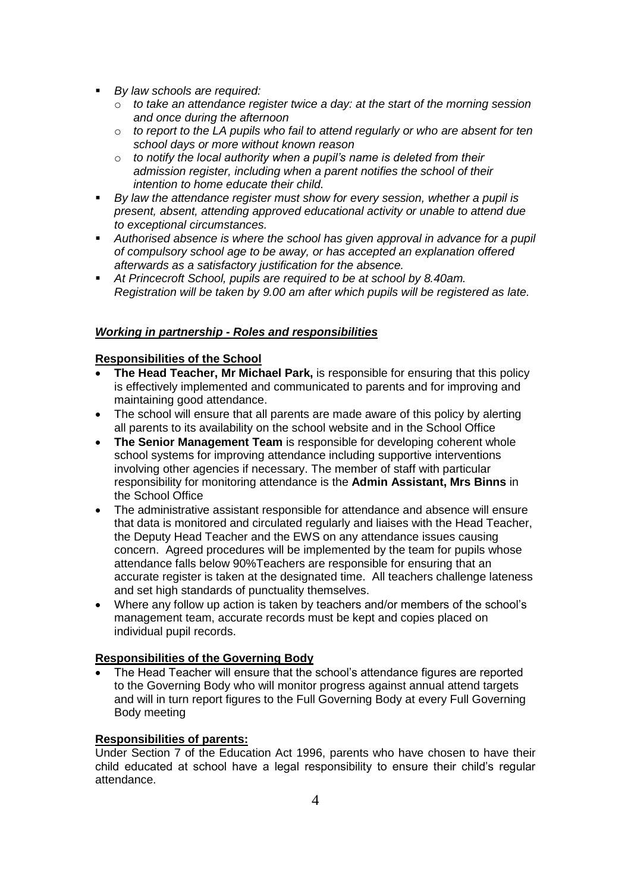- *By law schools are required:*
  - *to take an attendance register twice a day: at the start of the morning session and once during the afternoon*
  - *to report to the LA pupils who fail to attend regularly or who are absent for ten school days or more without known reason*
  - *to notify the local authority when a pupil's name is deleted from their admission register, including when a parent notifies the school of their intention to home educate their child.*
- *By law the attendance register must show for every session, whether a pupil is present, absent, attending approved educational activity or unable to attend due to exceptional circumstances.*
- *Authorised absence is where the school has given approval in advance for a pupil of compulsory school age to be away, or has accepted an explanation offered afterwards as a satisfactory justification for the absence.*
- *At Princecroft School, pupils are required to be at school by 8.40am. Registration will be taken by 9.00 am after which pupils will be registered as late.*

### ***Working in partnership - Roles and responsibilities***

**Responsibilities of the School**

- **The Head Teacher, Mr Michael Park,** is responsible for ensuring that this policy is effectively implemented and communicated to parents and for improving and maintaining good attendance.
- The school will ensure that all parents are made aware of this policy by alerting all parents to its availability on the school website and in the School Office
- **The Senior Management Team** is responsible for developing coherent whole school systems for improving attendance including supportive interventions involving other agencies if necessary. The member of staff with particular responsibility for monitoring attendance is the **Admin Assistant, Mrs Binns** in the School Office
- The administrative assistant responsible for attendance and absence will ensure that data is monitored and circulated regularly and liaises with the Head Teacher, the Deputy Head Teacher and the EWS on any attendance issues causing concern. Agreed procedures will be implemented by the team for pupils whose attendance falls below 90%Teachers are responsible for ensuring that an accurate register is taken at the designated time. All teachers challenge lateness and set high standards of punctuality themselves.
- Where any follow up action is taken by teachers and/or members of the school's management team, accurate records must be kept and copies placed on individual pupil records.

**Responsibilities of the Governing Body**

- The Head Teacher will ensure that the school's attendance figures are reported to the Governing Body who will monitor progress against annual attend targets and will in turn report figures to the Full Governing Body at every Full Governing Body meeting

**Responsibilities of parents:**

Under Section 7 of the Education Act 1996, parents who have chosen to have their child educated at school have a legal responsibility to ensure their child's regular attendance.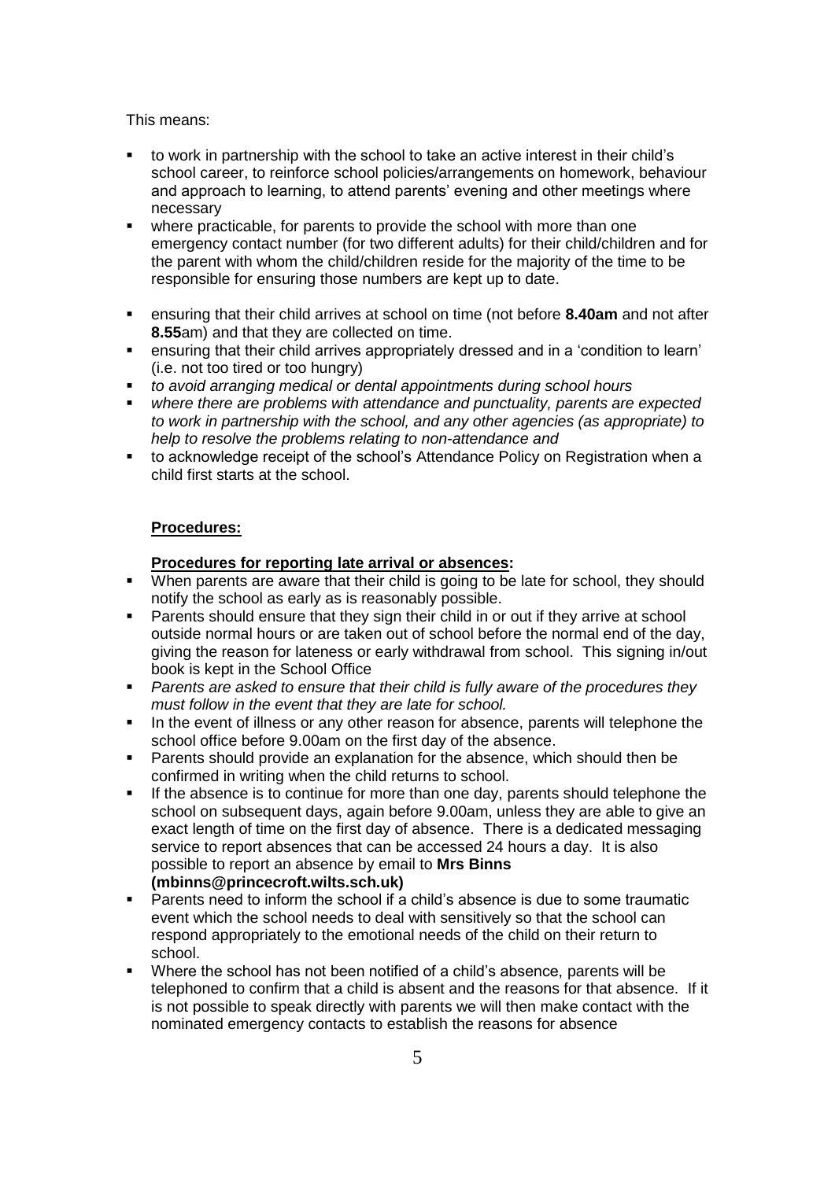This means:

- to work in partnership with the school to take an active interest in their child's school career, to reinforce school policies/arrangements on homework, behaviour and approach to learning, to attend parents' evening and other meetings where necessary
- where practicable, for parents to provide the school with more than one emergency contact number (for two different adults) for their child/children and for the parent with whom the child/children reside for the majority of the time to be responsible for ensuring those numbers are kept up to date.
- ensuring that their child arrives at school on time (not before **8.40am** and not after **8.55**am) and that they are collected on time.
- ensuring that their child arrives appropriately dressed and in a 'condition to learn' (i.e. not too tired or too hungry)
- *to avoid arranging medical or dental appointments during school hours*
- *where there are problems with attendance and punctuality, parents are expected to work in partnership with the school, and any other agencies (as appropriate) to help to resolve the problems relating to non-attendance and*
- to acknowledge receipt of the school's Attendance Policy on Registration when a child first starts at the school.

**Procedures:**

**Procedures for reporting late arrival or absences:**

- When parents are aware that their child is going to be late for school, they should notify the school as early as is reasonably possible.
- Parents should ensure that they sign their child in or out if they arrive at school outside normal hours or are taken out of school before the normal end of the day, giving the reason for lateness or early withdrawal from school. This signing in/out book is kept in the School Office
- *Parents are asked to ensure that their child is fully aware of the procedures they must follow in the event that they are late for school.*
- In the event of illness or any other reason for absence, parents will telephone the school office before 9.00am on the first day of the absence.
- Parents should provide an explanation for the absence, which should then be confirmed in writing when the child returns to school.
- If the absence is to continue for more than one day, parents should telephone the school on subsequent days, again before 9.00am, unless they are able to give an exact length of time on the first day of absence. There is a dedicated messaging service to report absences that can be accessed 24 hours a day. It is also possible to report an absence by email to **Mrs Binns (mbinns@princecroft.wilts.sch.uk)**
- Parents need to inform the school if a child's absence is due to some traumatic event which the school needs to deal with sensitively so that the school can respond appropriately to the emotional needs of the child on their return to school.
- Where the school has not been notified of a child's absence, parents will be telephoned to confirm that a child is absent and the reasons for that absence. If it is not possible to speak directly with parents we will then make contact with the nominated emergency contacts to establish the reasons for absence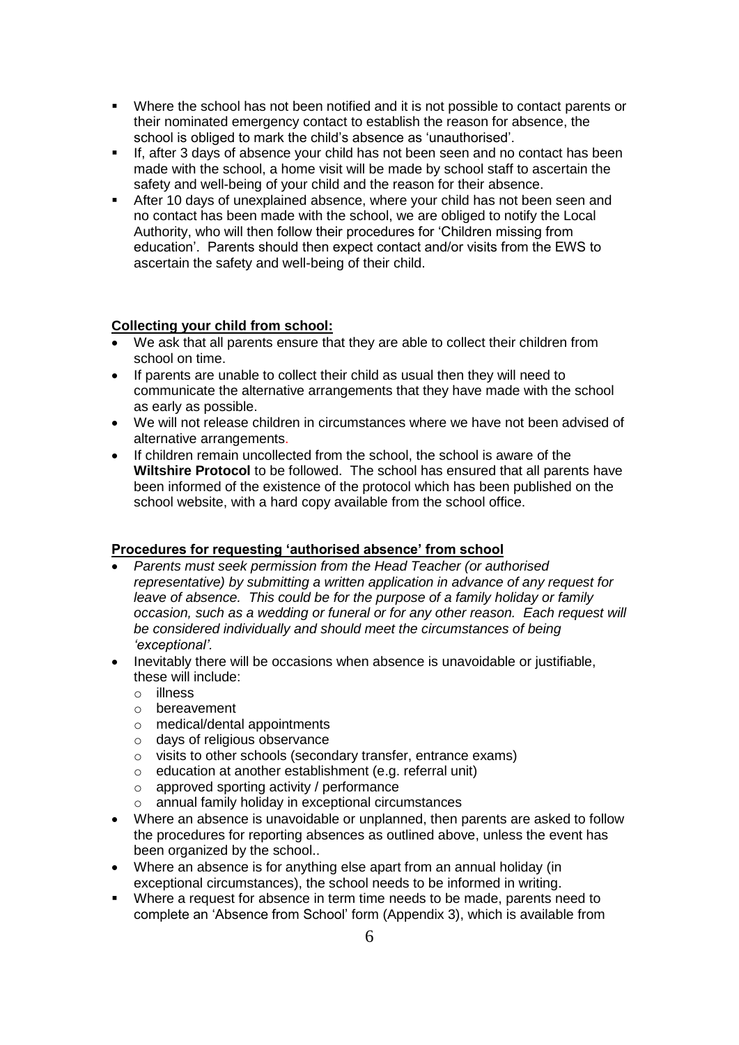- Where the school has not been notified and it is not possible to contact parents or their nominated emergency contact to establish the reason for absence, the school is obliged to mark the child's absence as 'unauthorised'.
- If, after 3 days of absence your child has not been seen and no contact has been made with the school, a home visit will be made by school staff to ascertain the safety and well-being of your child and the reason for their absence.
- After 10 days of unexplained absence, where your child has not been seen and no contact has been made with the school, we are obliged to notify the Local Authority, who will then follow their procedures for 'Children missing from education'. Parents should then expect contact and/or visits from the EWS to ascertain the safety and well-being of their child.

**Collecting your child from school:**

- We ask that all parents ensure that they are able to collect their children from school on time.
- If parents are unable to collect their child as usual then they will need to communicate the alternative arrangements that they have made with the school as early as possible.
- We will not release children in circumstances where we have not been advised of alternative arrangements.
- If children remain uncollected from the school, the school is aware of the **Wiltshire Protocol** to be followed. The school has ensured that all parents have been informed of the existence of the protocol which has been published on the school website, with a hard copy available from the school office.

**Procedures for requesting 'authorised absence' from school**

- *Parents must seek permission from the Head Teacher (or authorised representative) by submitting a written application in advance of any request for leave of absence. This could be for the purpose of a family holiday or family occasion, such as a wedding or funeral or for any other reason. Each request will be considered individually and should meet the circumstances of being 'exceptional'.*
- Inevitably there will be occasions when absence is unavoidable or justifiable, these will include:
  - illness
  - bereavement
  - medical/dental appointments
  - days of religious observance
  - visits to other schools (secondary transfer, entrance exams)
  - education at another establishment (e.g. referral unit)
  - approved sporting activity / performance
  - annual family holiday in exceptional circumstances
- Where an absence is unavoidable or unplanned, then parents are asked to follow the procedures for reporting absences as outlined above, unless the event has been organized by the school..
- Where an absence is for anything else apart from an annual holiday (in exceptional circumstances), the school needs to be informed in writing.
- Where a request for absence in term time needs to be made, parents need to complete an 'Absence from School' form (Appendix 3), which is available from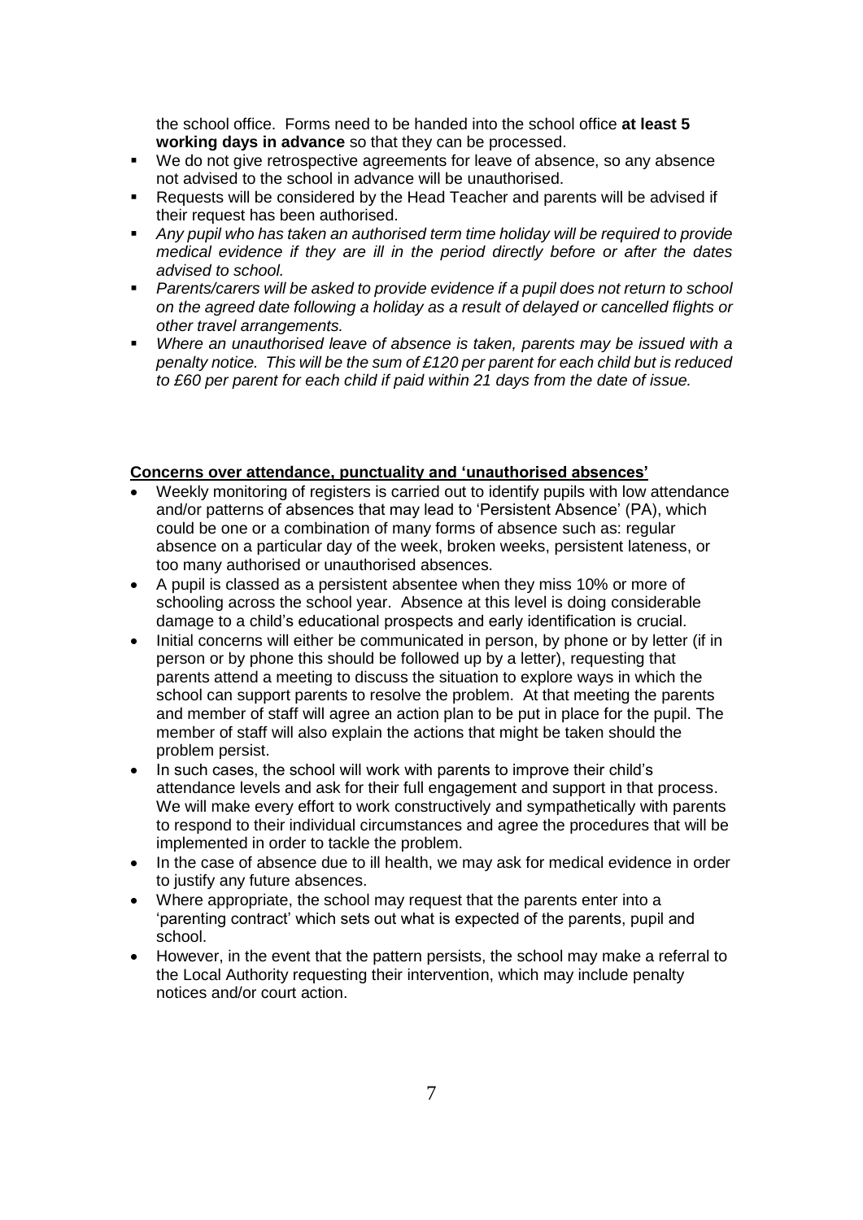the school office. Forms need to be handed into the school office **at least 5 working days in advance** so that they can be processed.

- We do not give retrospective agreements for leave of absence, so any absence not advised to the school in advance will be unauthorised.
- Requests will be considered by the Head Teacher and parents will be advised if their request has been authorised.
- *Any pupil who has taken an authorised term time holiday will be required to provide medical evidence if they are ill in the period directly before or after the dates advised to school.*
- *Parents/carers will be asked to provide evidence if a pupil does not return to school on the agreed date following a holiday as a result of delayed or cancelled flights or other travel arrangements.*
- *Where an unauthorised leave of absence is taken, parents may be issued with a penalty notice. This will be the sum of £120 per parent for each child but is reduced to £60 per parent for each child if paid within 21 days from the date of issue.*

**Concerns over attendance, punctuality and 'unauthorised absences'**

- Weekly monitoring of registers is carried out to identify pupils with low attendance and/or patterns of absences that may lead to 'Persistent Absence' (PA), which could be one or a combination of many forms of absence such as: regular absence on a particular day of the week, broken weeks, persistent lateness, or too many authorised or unauthorised absences.
- A pupil is classed as a persistent absentee when they miss 10% or more of schooling across the school year. Absence at this level is doing considerable damage to a child's educational prospects and early identification is crucial.
- Initial concerns will either be communicated in person, by phone or by letter (if in person or by phone this should be followed up by a letter), requesting that parents attend a meeting to discuss the situation to explore ways in which the school can support parents to resolve the problem. At that meeting the parents and member of staff will agree an action plan to be put in place for the pupil. The member of staff will also explain the actions that might be taken should the problem persist.
- In such cases, the school will work with parents to improve their child's attendance levels and ask for their full engagement and support in that process. We will make every effort to work constructively and sympathetically with parents to respond to their individual circumstances and agree the procedures that will be implemented in order to tackle the problem.
- In the case of absence due to ill health, we may ask for medical evidence in order to justify any future absences.
- Where appropriate, the school may request that the parents enter into a 'parenting contract' which sets out what is expected of the parents, pupil and school.
- However, in the event that the pattern persists, the school may make a referral to the Local Authority requesting their intervention, which may include penalty notices and/or court action.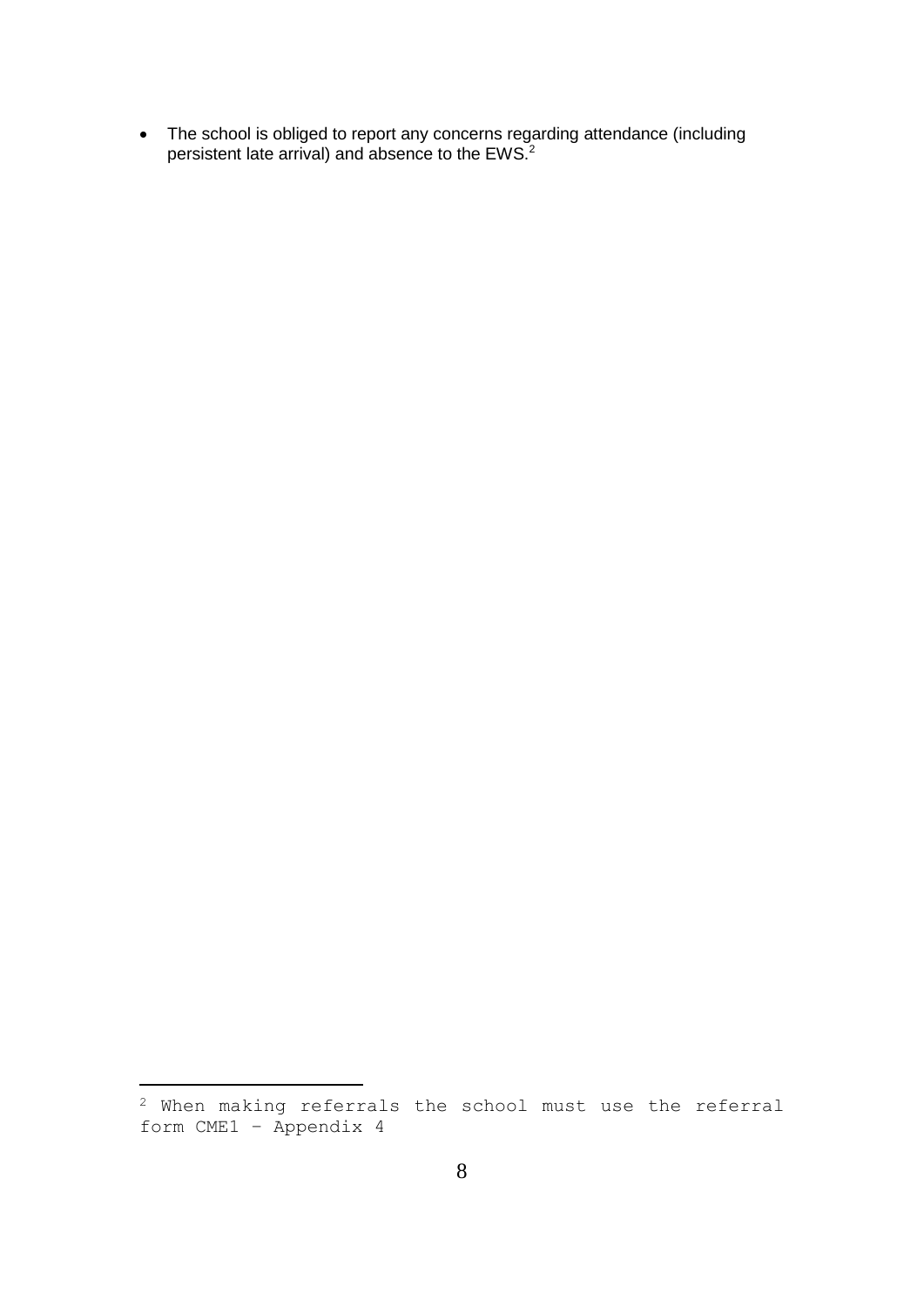- The school is obliged to report any concerns regarding attendance (including persistent late arrival) and absence to the EWS.[2]

[2] When making referrals the school must use the referral form CME1 – Appendix 4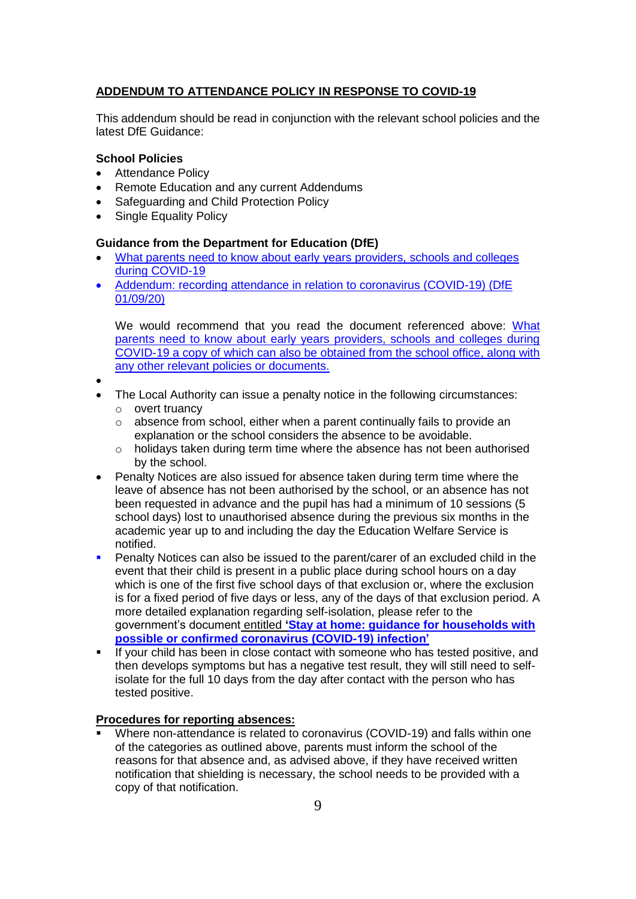**ADDENDUM TO ATTENDANCE POLICY IN RESPONSE TO COVID-19**

This addendum should be read in conjunction with the relevant school policies and the latest DfE Guidance:

**School Policies**

- Attendance Policy
- Remote Education and any current Addendums
- Safeguarding and Child Protection Policy
- Single Equality Policy

**Guidance from the Department for Education (DfE)**

- What parents need to know about early years providers, schools and colleges during COVID-19
- Addendum: recording attendance in relation to coronavirus (COVID-19) (DfE 01/09/20)

  We would recommend that you read the document referenced above: What parents need to know about early years providers, schools and colleges during COVID-19 a copy of which can also be obtained from the school office, along with any other relevant policies or documents.

- 
- The Local Authority can issue a penalty notice in the following circumstances:
  - overt truancy
  - absence from school, either when a parent continually fails to provide an explanation or the school considers the absence to be avoidable.
  - holidays taken during term time where the absence has not been authorised by the school.
- Penalty Notices are also issued for absence taken during term time where the leave of absence has not been authorised by the school, or an absence has not been requested in advance and the pupil has had a minimum of 10 sessions (5 school days) lost to unauthorised absence during the previous six months in the academic year up to and including the day the Education Welfare Service is notified.
- Penalty Notices can also be issued to the parent/carer of an excluded child in the event that their child is present in a public place during school hours on a day which is one of the first five school days of that exclusion or, where the exclusion is for a fixed period of five days or less, any of the days of that exclusion period. A more detailed explanation regarding self-isolation, please refer to the government's document entitled **'Stay at home: guidance for households with possible or confirmed coronavirus (COVID-19) infection'**
- If your child has been in close contact with someone who has tested positive, and then develops symptoms but has a negative test result, they will still need to self-isolate for the full 10 days from the day after contact with the person who has tested positive.

**Procedures for reporting absences:**

- Where non-attendance is related to coronavirus (COVID-19) and falls within one of the categories as outlined above, parents must inform the school of the reasons for that absence and, as advised above, if they have received written notification that shielding is necessary, the school needs to be provided with a copy of that notification.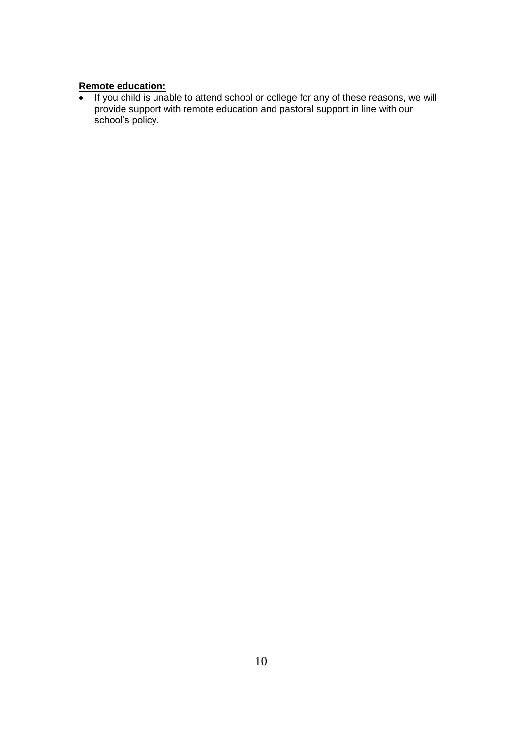**Remote education:**

- If you child is unable to attend school or college for any of these reasons, we will provide support with remote education and pastoral support in line with our school's policy.